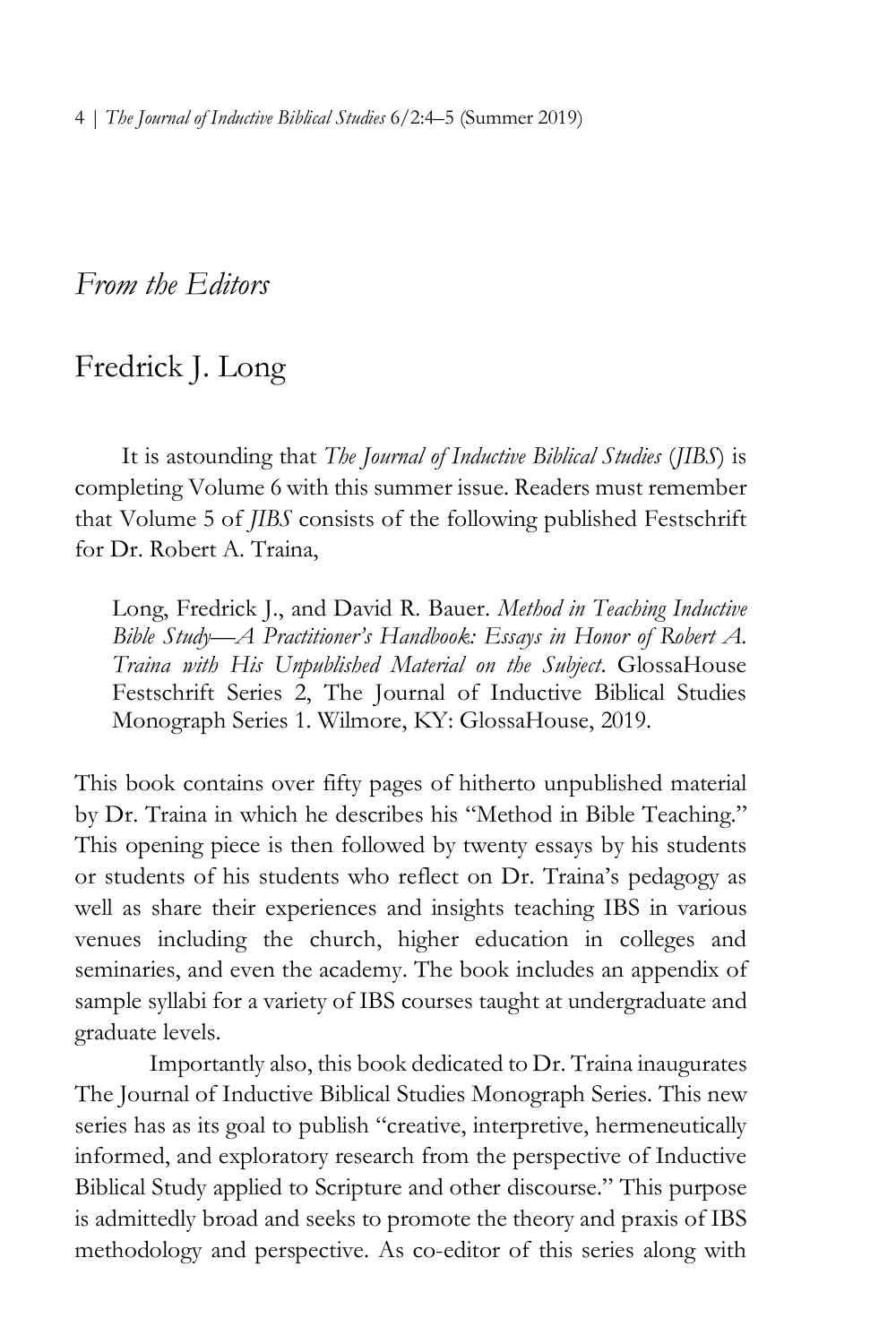# *From the Editors*

## Fredrick J. Long

It is astounding that *The Journal of Inductive Biblical Studies* (*JIBS*) is completing Volume 6 with this summer issue. Readers must remember that Volume 5 of *JIBS* consists of the following published Festschrift for Dr. Robert A. Traina,

> Long, Fredrick J., and David R. Bauer. *Method in Teaching Inductive Bible Study—A Practitioner's Handbook: Essays in Honor of Robert A. Traina with His Unpublished Material on the Subject*. GlossaHouse Festschrift Series 2, The Journal of Inductive Biblical Studies Monograph Series 1. Wilmore, KY: GlossaHouse, 2019.

This book contains over fifty pages of hitherto unpublished material by Dr. Traina in which he describes his "Method in Bible Teaching." This opening piece is then followed by twenty essays by his students or students of his students who reflect on Dr. Traina's pedagogy as well as share their experiences and insights teaching IBS in various venues including the church, higher education in colleges and seminaries, and even the academy. The book includes an appendix of sample syllabi for a variety of IBS courses taught at undergraduate and graduate levels.

Importantly also, this book dedicated to Dr. Traina inaugurates The Journal of Inductive Biblical Studies Monograph Series. This new series has as its goal to publish "creative, interpretive, hermeneutically informed, and exploratory research from the perspective of Inductive Biblical Study applied to Scripture and other discourse." This purpose is admittedly broad and seeks to promote the theory and praxis of IBS methodology and perspective. As co-editor of this series along with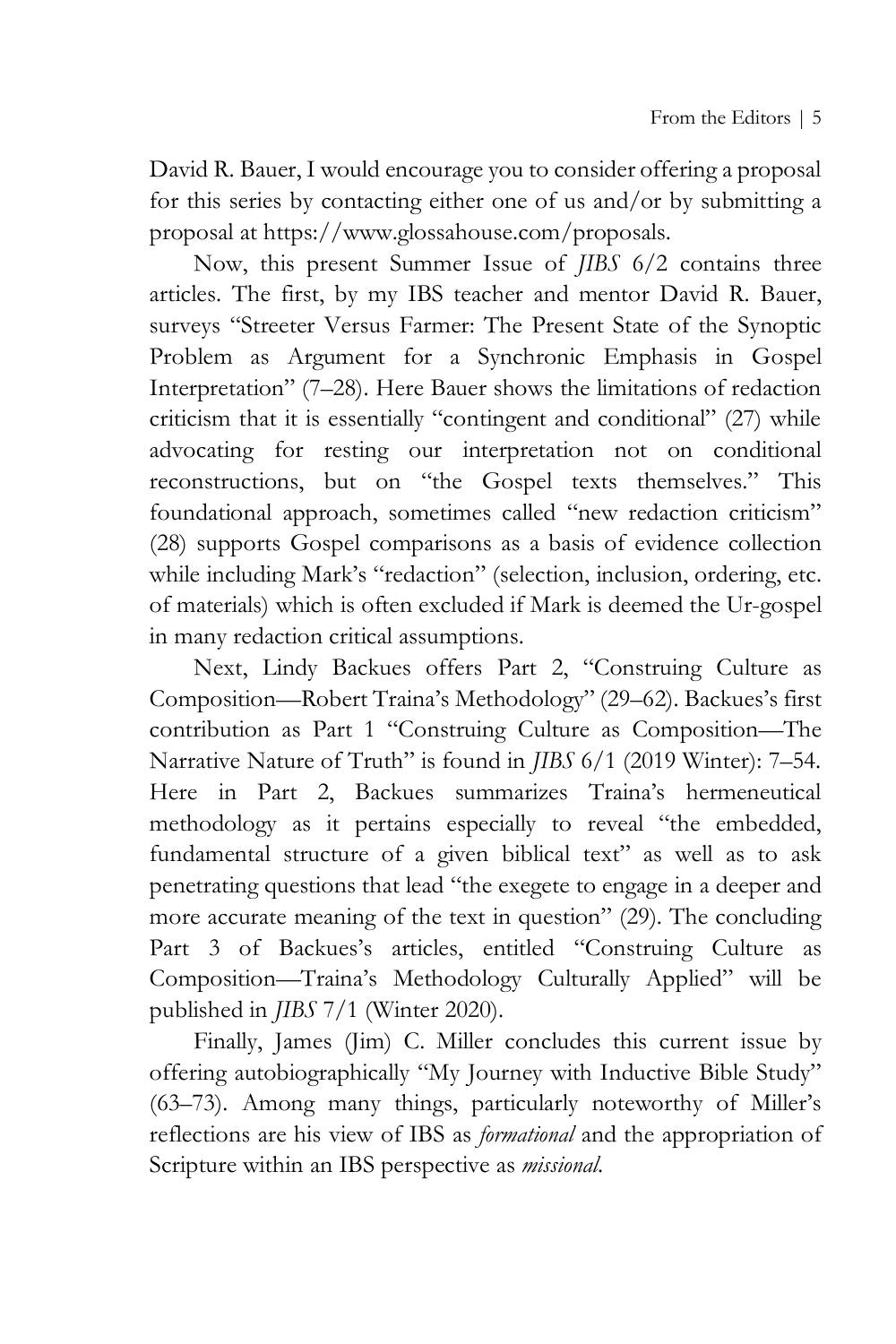David R. Bauer, I would encourage you to consider offering a proposal for this series by contacting either one of us and/or by submitting a proposal at https://www.glossahouse.com/proposals.

Now, this present Summer Issue of *JIBS* 6/2 contains three articles. The first, by my IBS teacher and mentor David R. Bauer, surveys "Streeter Versus Farmer: The Present State of the Synoptic Problem as Argument for a Synchronic Emphasis in Gospel Interpretation" (7–28). Here Bauer shows the limitations of redaction criticism that it is essentially "contingent and conditional" (27) while advocating for resting our interpretation not on conditional reconstructions, but on "the Gospel texts themselves." This foundational approach, sometimes called "new redaction criticism" (28) supports Gospel comparisons as a basis of evidence collection while including Mark's "redaction" (selection, inclusion, ordering, etc. of materials) which is often excluded if Mark is deemed the Ur-gospel in many redaction critical assumptions.

Next, Lindy Backues offers Part 2, "Construing Culture as Composition—Robert Traina's Methodology" (29–62). Backues's first contribution as Part 1 "Construing Culture as Composition—The Narrative Nature of Truth" is found in *JIBS* 6/1 (2019 Winter): 7–54. Here in Part 2, Backues summarizes Traina's hermeneutical methodology as it pertains especially to reveal "the embedded, fundamental structure of a given biblical text" as well as to ask penetrating questions that lead "the exegete to engage in a deeper and more accurate meaning of the text in question" (29). The concluding Part 3 of Backues's articles, entitled "Construing Culture as Composition—Traina's Methodology Culturally Applied" will be published in *JIBS* 7/1 (Winter 2020).

Finally, James (Jim) C. Miller concludes this current issue by offering autobiographically "My Journey with Inductive Bible Study" (63–73). Among many things, particularly noteworthy of Miller's reflections are his view of IBS as *formational* and the appropriation of Scripture within an IBS perspective as *missional*.